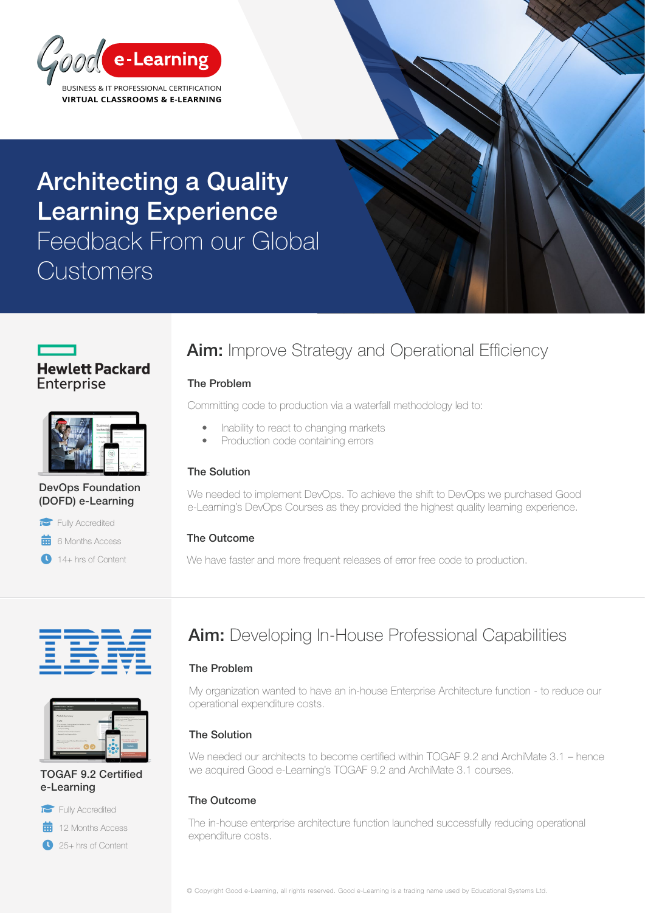Good e-Learning

BUSINESS & IT PROFESSIONAL CERTIFICATION
VIRTUAL CLASSROOMS & E-LEARNING

# Architecting a Quality Learning Experience
Feedback From our Global Customers

Hewlett Packard Enterprise

DevOps Foundation (DOFD) e-Learning

- Fully Accredited
- 6 Months Access
- 14+ hrs of Content

## **Aim:** Improve Strategy and Operational Efficiency

### The Problem

Committing code to production via a waterfall methodology led to:

- Inability to react to changing markets
- Production code containing errors

### The Solution

We needed to implement DevOps. To achieve the shift to DevOps we purchased Good e-Learning's DevOps Courses as they provided the highest quality learning experience.

### The Outcome

We have faster and more frequent releases of error free code to production.

IBM

TOGAF 9.2 Certified e-Learning

- Fully Accredited
- 12 Months Access
- 25+ hrs of Content

## **Aim:** Developing In-House Professional Capabilities

### The Problem

My organization wanted to have an in-house Enterprise Architecture function - to reduce our operational expenditure costs.

### The Solution

We needed our architects to become certified within TOGAF 9.2 and ArchiMate 3.1 – hence we acquired Good e-Learning's TOGAF 9.2 and ArchiMate 3.1 courses.

### The Outcome

The in-house enterprise architecture function launched successfully reducing operational expenditure costs.

© Copyright Good e-Learning, all rights reserved. Good e-Learning is a trading name used by Educational Systems Ltd.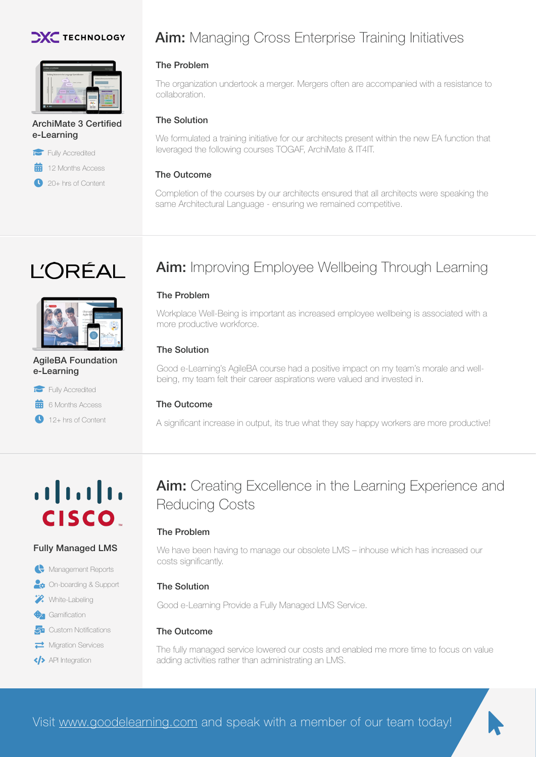DXC TECHNOLOGY

### ArchiMate 3 Certified e-Learning

- Fully Accredited
- 12 Months Access
- 20+ hrs of Content

## **Aim:** Managing Cross Enterprise Training Initiatives

### The Problem

The organization undertook a merger. Mergers often are accompanied with a resistance to collaboration.

### The Solution

We formulated a training initiative for our architects present within the new EA function that leveraged the following courses TOGAF, ArchiMate & IT4IT.

### The Outcome

Completion of the courses by our architects ensured that all architects were speaking the same Architectural Language - ensuring we remained competitive.

---

L'ORÉAL

### AgileBA Foundation e-Learning

- Fully Accredited
- 6 Months Access
- 12+ hrs of Content

## **Aim:** Improving Employee Wellbeing Through Learning

### The Problem

Workplace Well-Being is important as increased employee wellbeing is associated with a more productive workforce.

### The Solution

Good e-Learning's AgileBA course had a positive impact on my team's morale and well-being, my team felt their career aspirations were valued and invested in.

### The Outcome

A significant increase in output, its true what they say happy workers are more productive!

---

CISCO

### Fully Managed LMS

- Management Reports
- On-boarding & Support
- White-Labeling
- Gamification
- Custom Notifications
- Migration Services
- API Integration

## **Aim:** Creating Excellence in the Learning Experience and Reducing Costs

### The Problem

We have been having to manage our obsolete LMS – inhouse which has increased our costs significantly.

### The Solution

Good e-Learning Provide a Fully Managed LMS Service.

### The Outcome

The fully managed service lowered our costs and enabled me more time to focus on value adding activities rather than administrating an LMS.

---

Visit www.goodelearning.com and speak with a member of our team today!